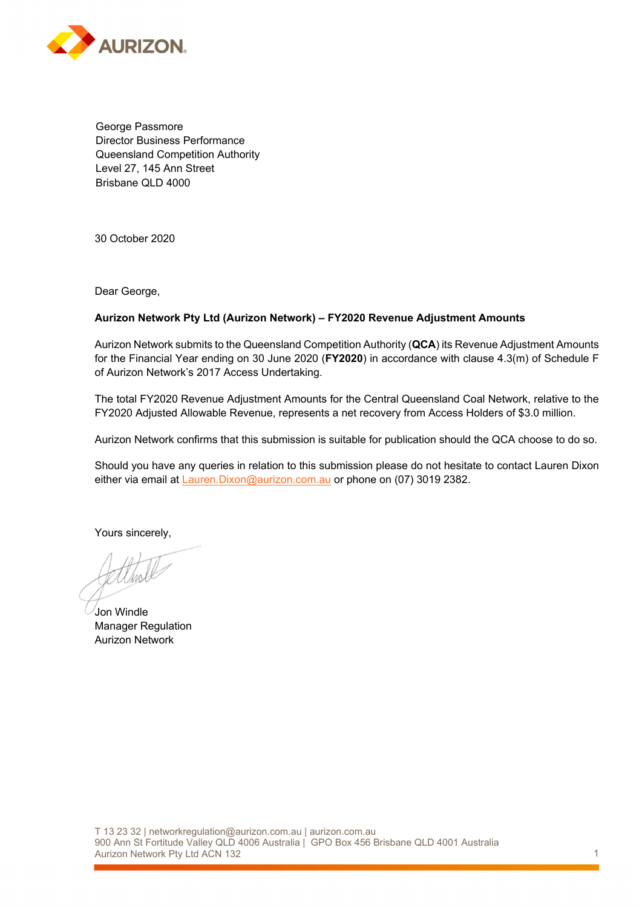AURIZON

George Passmore
Director Business Performance
Queensland Competition Authority
Level 27, 145 Ann Street
Brisbane QLD 4000

30 October 2020

Dear George,

**Aurizon Network Pty Ltd (Aurizon Network) – FY2020 Revenue Adjustment Amounts**

Aurizon Network submits to the Queensland Competition Authority (**QCA**) its Revenue Adjustment Amounts for the Financial Year ending on 30 June 2020 (**FY2020**) in accordance with clause 4.3(m) of Schedule F of Aurizon Network's 2017 Access Undertaking.

The total FY2020 Revenue Adjustment Amounts for the Central Queensland Coal Network, relative to the FY2020 Adjusted Allowable Revenue, represents a net recovery from Access Holders of $3.0 million.

Aurizon Network confirms that this submission is suitable for publication should the QCA choose to do so.

Should you have any queries in relation to this submission please do not hesitate to contact Lauren Dixon either via email at Lauren.Dixon@aurizon.com.au or phone on (07) 3019 2382.

Yours sincerely,

Jon Windle
Manager Regulation
Aurizon Network

T 13 23 32 | networkregulation@aurizon.com.au | aurizon.com.au
900 Ann St Fortitude Valley QLD 4006 Australia | GPO Box 456 Brisbane QLD 4001 Australia
Aurizon Network Pty Ltd ACN 132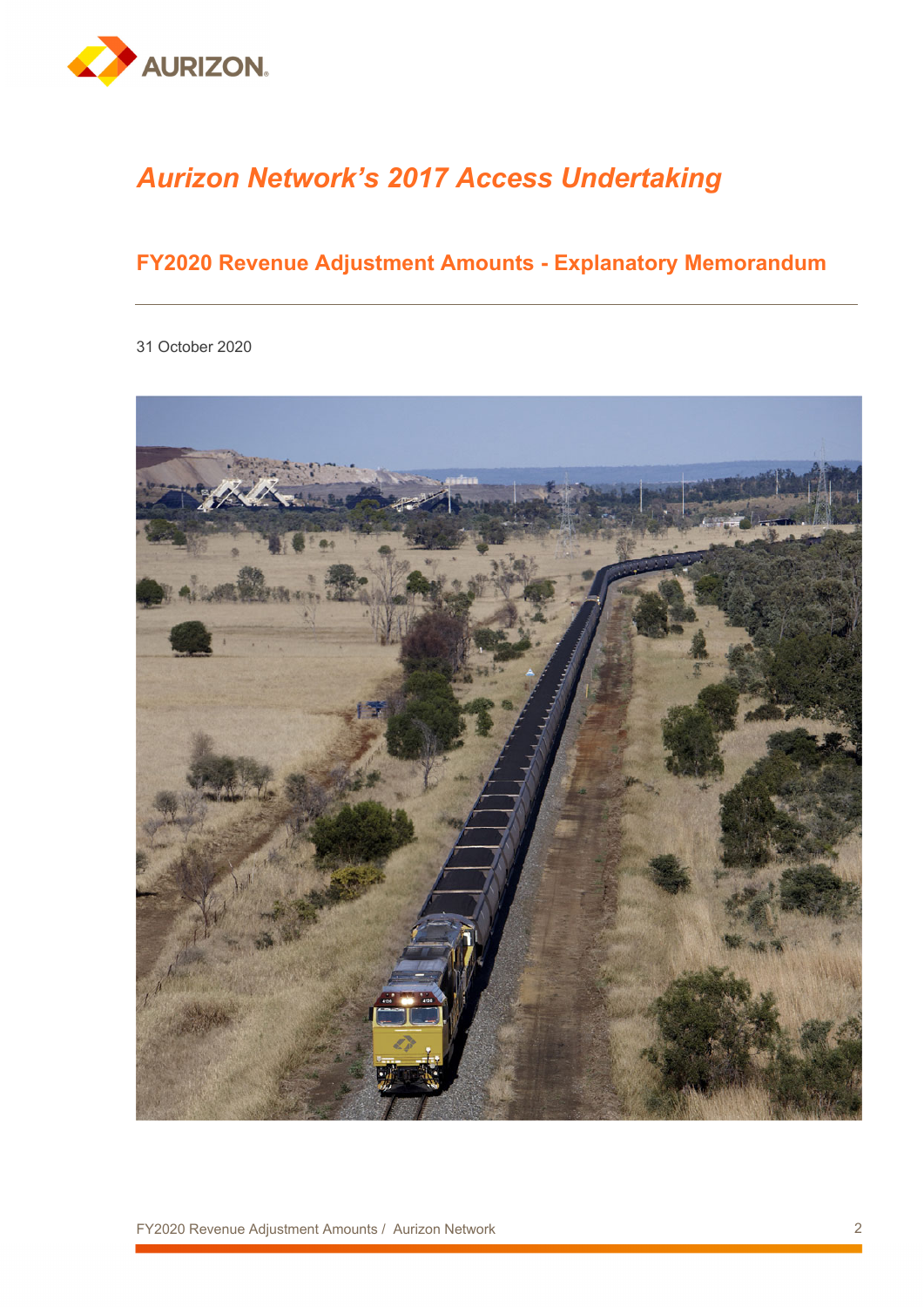# Aurizon Network's 2017 Access Undertaking

## FY2020 Revenue Adjustment Amounts - Explanatory Memorandum

31 October 2020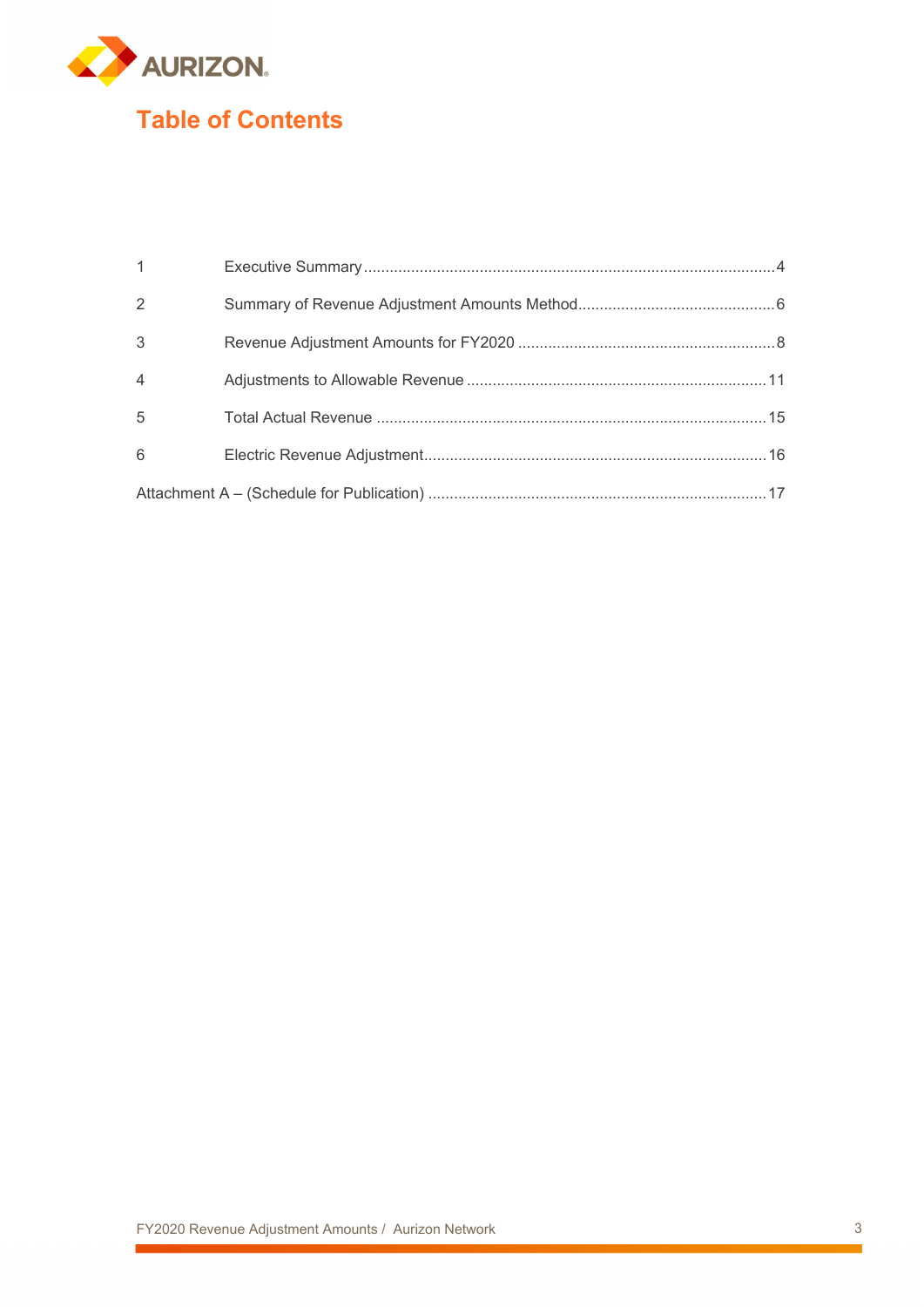# Table of Contents

| | | |
|---|---|---|
| 1 | Executive Summary | 4 |
| 2 | Summary of Revenue Adjustment Amounts Method | 6 |
| 3 | Revenue Adjustment Amounts for FY2020 | 8 |
| 4 | Adjustments to Allowable Revenue | 11 |
| 5 | Total Actual Revenue | 15 |
| 6 | Electric Revenue Adjustment | 16 |
| Attachment A – (Schedule for Publication) | | 17 |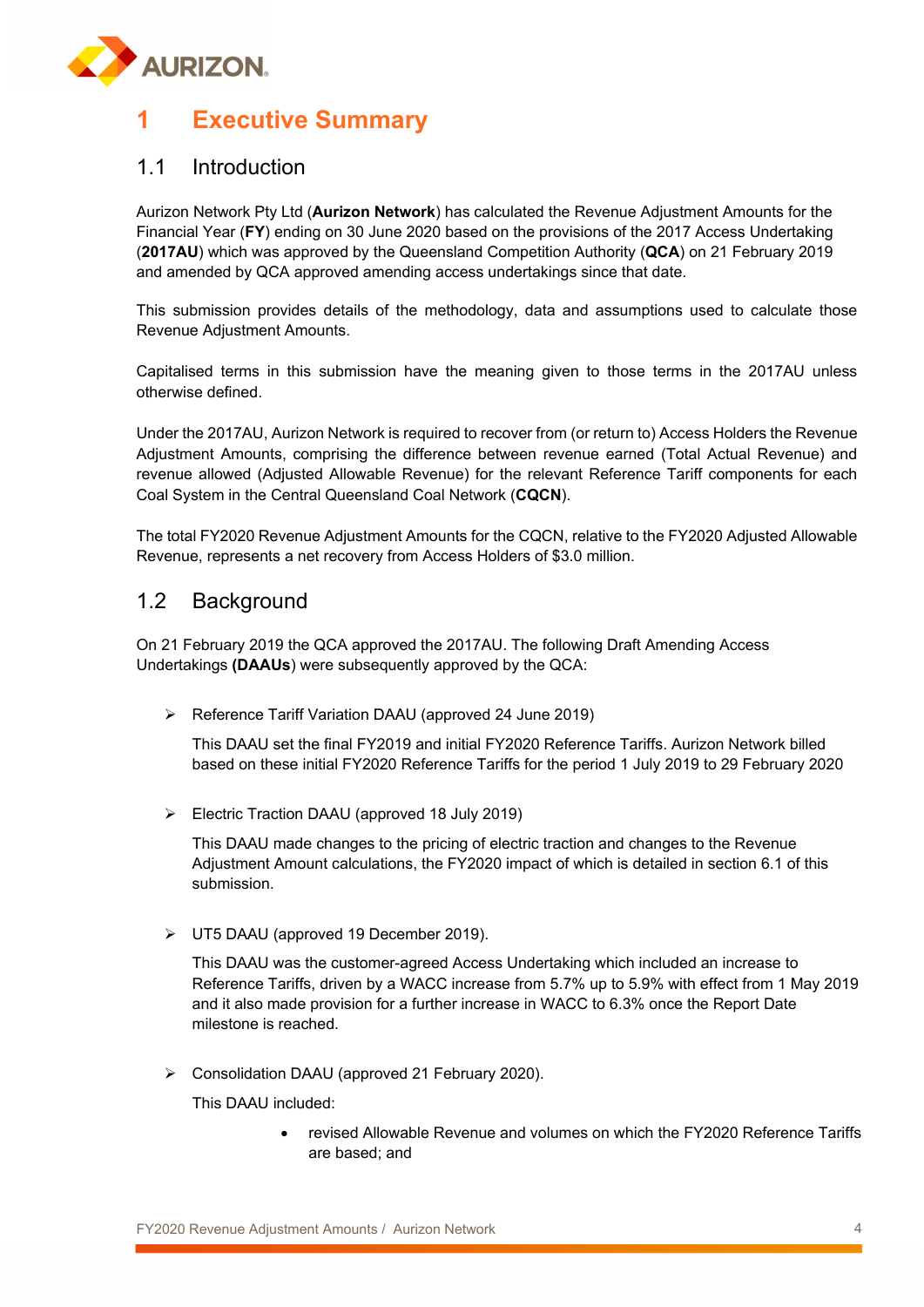# 1 Executive Summary

## 1.1 Introduction

Aurizon Network Pty Ltd (**Aurizon Network**) has calculated the Revenue Adjustment Amounts for the Financial Year (**FY**) ending on 30 June 2020 based on the provisions of the 2017 Access Undertaking (**2017AU**) which was approved by the Queensland Competition Authority (**QCA**) on 21 February 2019 and amended by QCA approved amending access undertakings since that date.

This submission provides details of the methodology, data and assumptions used to calculate those Revenue Adjustment Amounts.

Capitalised terms in this submission have the meaning given to those terms in the 2017AU unless otherwise defined.

Under the 2017AU, Aurizon Network is required to recover from (or return to) Access Holders the Revenue Adjustment Amounts, comprising the difference between revenue earned (Total Actual Revenue) and revenue allowed (Adjusted Allowable Revenue) for the relevant Reference Tariff components for each Coal System in the Central Queensland Coal Network (**CQCN**).

The total FY2020 Revenue Adjustment Amounts for the CQCN, relative to the FY2020 Adjusted Allowable Revenue, represents a net recovery from Access Holders of $3.0 million.

## 1.2 Background

On 21 February 2019 the QCA approved the 2017AU. The following Draft Amending Access Undertakings **(DAAUs**) were subsequently approved by the QCA:

- Reference Tariff Variation DAAU (approved 24 June 2019)

  This DAAU set the final FY2019 and initial FY2020 Reference Tariffs. Aurizon Network billed based on these initial FY2020 Reference Tariffs for the period 1 July 2019 to 29 February 2020

- Electric Traction DAAU (approved 18 July 2019)

  This DAAU made changes to the pricing of electric traction and changes to the Revenue Adjustment Amount calculations, the FY2020 impact of which is detailed in section 6.1 of this submission.

- UT5 DAAU (approved 19 December 2019).

  This DAAU was the customer-agreed Access Undertaking which included an increase to Reference Tariffs, driven by a WACC increase from 5.7% up to 5.9% with effect from 1 May 2019 and it also made provision for a further increase in WACC to 6.3% once the Report Date milestone is reached.

- Consolidation DAAU (approved 21 February 2020).

  This DAAU included:

  - revised Allowable Revenue and volumes on which the FY2020 Reference Tariffs are based; and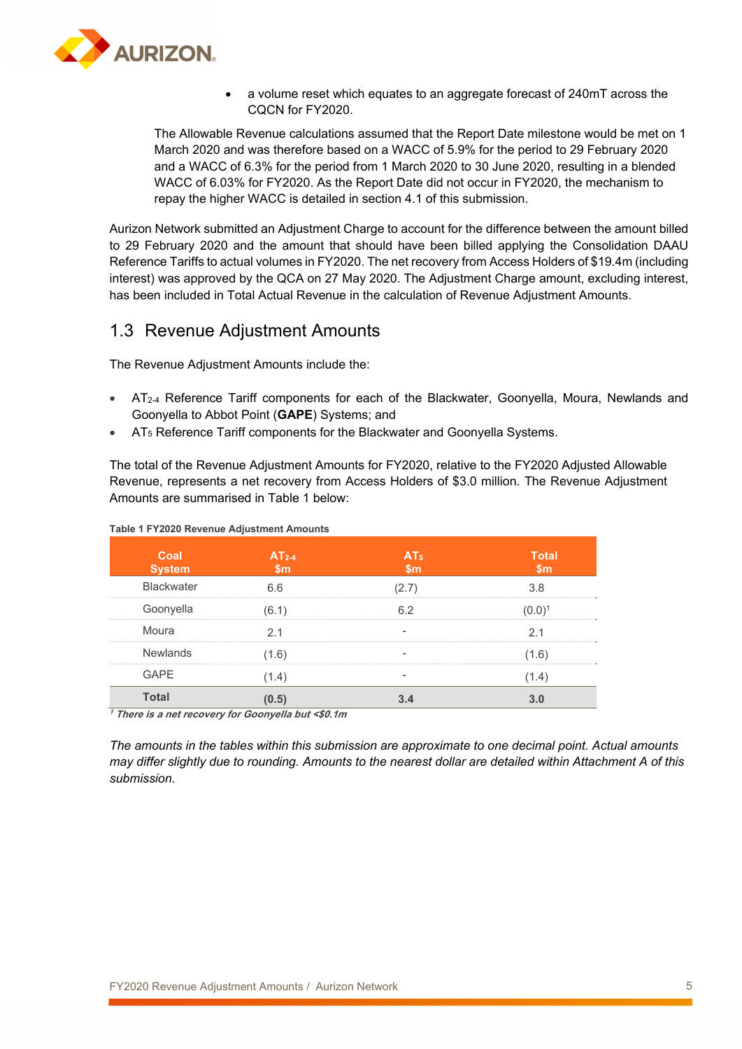- a volume reset which equates to an aggregate forecast of 240mT across the CQCN for FY2020.

The Allowable Revenue calculations assumed that the Report Date milestone would be met on 1 March 2020 and was therefore based on a WACC of 5.9% for the period to 29 February 2020 and a WACC of 6.3% for the period from 1 March 2020 to 30 June 2020, resulting in a blended WACC of 6.03% for FY2020. As the Report Date did not occur in FY2020, the mechanism to repay the higher WACC is detailed in section 4.1 of this submission.

Aurizon Network submitted an Adjustment Charge to account for the difference between the amount billed to 29 February 2020 and the amount that should have been billed applying the Consolidation DAAU Reference Tariffs to actual volumes in FY2020. The net recovery from Access Holders of $19.4m (including interest) was approved by the QCA on 27 May 2020. The Adjustment Charge amount, excluding interest, has been included in Total Actual Revenue in the calculation of Revenue Adjustment Amounts.

## 1.3 Revenue Adjustment Amounts

The Revenue Adjustment Amounts include the:

- $AT_{2\text{-}4}$ Reference Tariff components for each of the Blackwater, Goonyella, Moura, Newlands and Goonyella to Abbot Point (**GAPE**) Systems; and
- $AT_5$ Reference Tariff components for the Blackwater and Goonyella Systems.

The total of the Revenue Adjustment Amounts for FY2020, relative to the FY2020 Adjusted Allowable Revenue, represents a net recovery from Access Holders of $3.0 million. The Revenue Adjustment Amounts are summarised in Table 1 below:

**Table 1 FY2020 Revenue Adjustment Amounts**

| Coal System | $AT_{2\text{-}4}$ $m | $AT_5$ $m | Total $m |
|---|---|---|---|
| Blackwater | 6.6 | (2.7) | 3.8 |
| Goonyella | (6.1) | 6.2 | (0.0)[1] |
| Moura | 2.1 | - | 2.1 |
| Newlands | (1.6) | - | (1.6) |
| GAPE | (1.4) | - | (1.4) |
| **Total** | **(0.5)** | **3.4** | **3.0** |

***[1] There is a net recovery for Goonyella but <$0.1m***

*The amounts in the tables within this submission are approximate to one decimal point. Actual amounts may differ slightly due to rounding. Amounts to the nearest dollar are detailed within Attachment A of this submission.*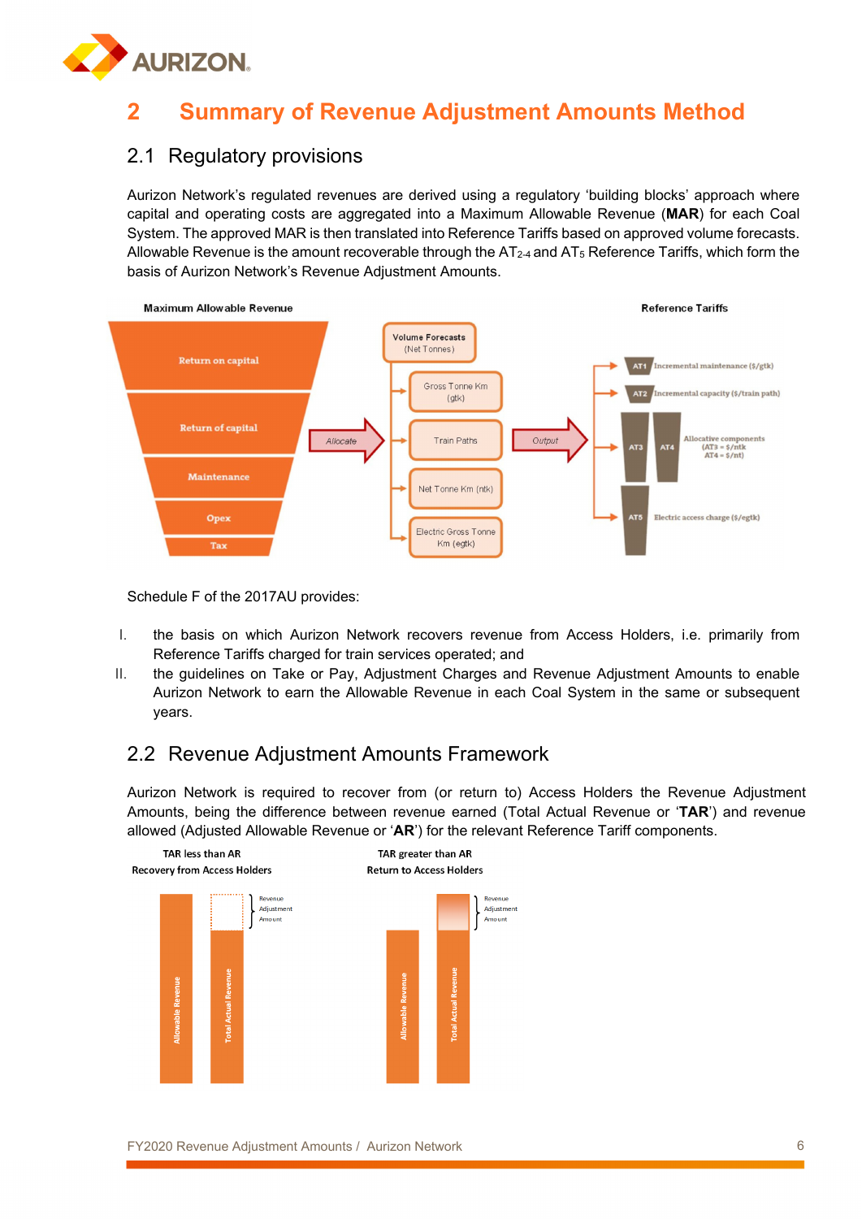# 2 Summary of Revenue Adjustment Amounts Method

## 2.1 Regulatory provisions

Aurizon Network's regulated revenues are derived using a regulatory 'building blocks' approach where capital and operating costs are aggregated into a Maximum Allowable Revenue (**MAR**) for each Coal System. The approved MAR is then translated into Reference Tariffs based on approved volume forecasts. Allowable Revenue is the amount recoverable through the $AT_{2\text{-}4}$ and $AT_5$ Reference Tariffs, which form the basis of Aurizon Network's Revenue Adjustment Amounts.

Maximum Allowable Revenue

- Return on capital
- Return of capital
- Maintenance
- Opex
- Tax

Allocate

Volume Forecasts (Net Tonnes)

- Gross Tonne Km (gtk)
- Train Paths
- Net Tonne Km (ntk)
- Electric Gross Tonne Km (egtk)

Output

Reference Tariffs

- AT1 Incremental maintenance ($/gtk)
- AT2 Incremental capacity ($/train path)
- AT3 AT4 Allocative components (AT3 = $/ntk AT4 = $/nt)
- AT5 Electric access charge ($/egtk)

Schedule F of the 2017AU provides:

I. the basis on which Aurizon Network recovers revenue from Access Holders, i.e. primarily from Reference Tariffs charged for train services operated; and

II. the guidelines on Take or Pay, Adjustment Charges and Revenue Adjustment Amounts to enable Aurizon Network to earn the Allowable Revenue in each Coal System in the same or subsequent years.

## 2.2 Revenue Adjustment Amounts Framework

Aurizon Network is required to recover from (or return to) Access Holders the Revenue Adjustment Amounts, being the difference between revenue earned (Total Actual Revenue or '**TAR**') and revenue allowed (Adjusted Allowable Revenue or '**AR**') for the relevant Reference Tariff components.

TAR less than AR
Recovery from Access Holders

Allowable Revenue | Total Actual Revenue | Revenue Adjustment Amount

TAR greater than AR
Return to Access Holders

Allowable Revenue | Total Actual Revenue | Revenue Adjustment Amount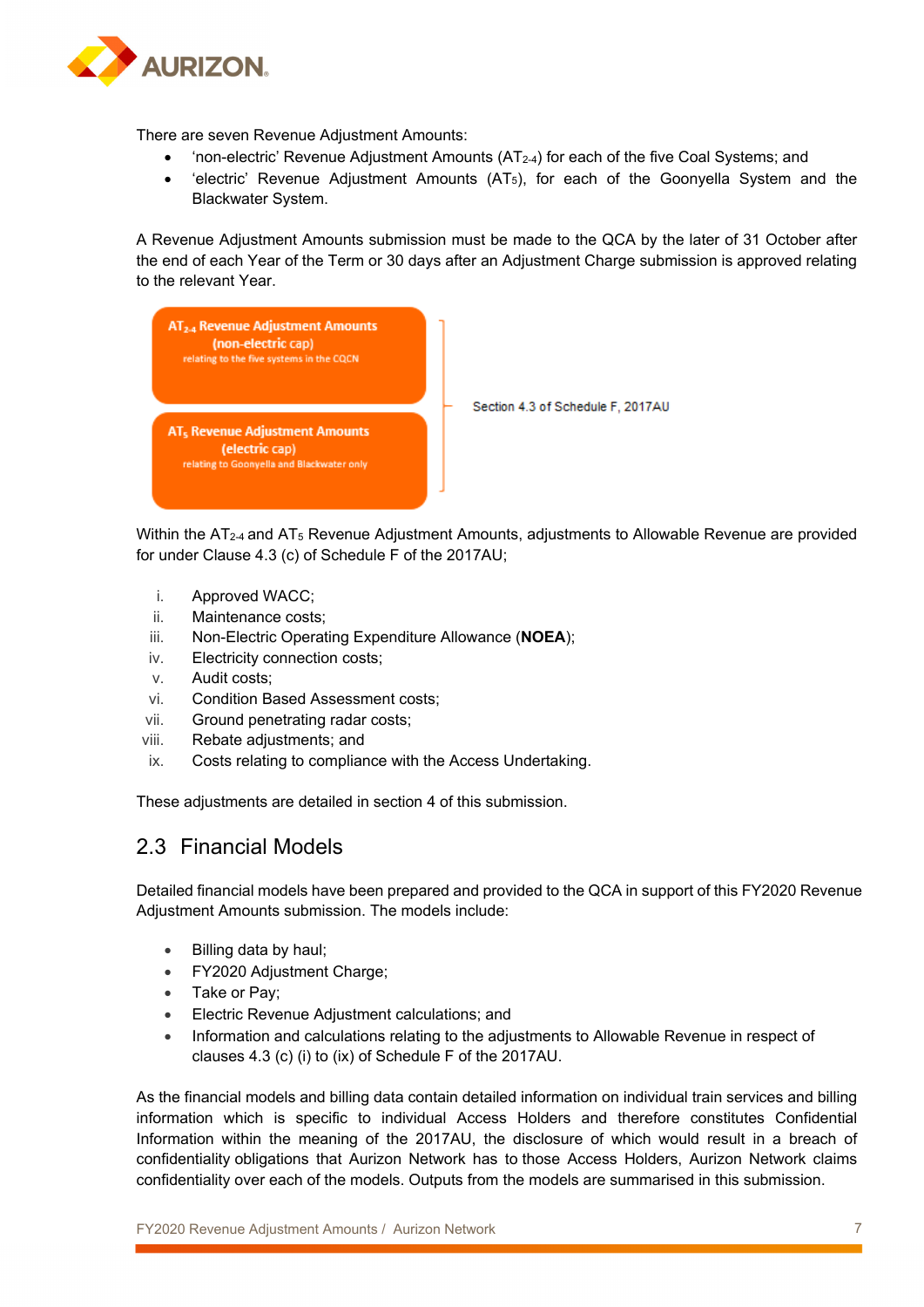There are seven Revenue Adjustment Amounts:

- 'non-electric' Revenue Adjustment Amounts ($AT_{2\text{-}4}$) for each of the five Coal Systems; and
- 'electric' Revenue Adjustment Amounts ($AT_5$), for each of the Goonyella System and the Blackwater System.

A Revenue Adjustment Amounts submission must be made to the QCA by the later of 31 October after the end of each Year of the Term or 30 days after an Adjustment Charge submission is approved relating to the relevant Year.

**$AT_{2\text{-}4}$ Revenue Adjustment Amounts (non-electric cap)** relating to the five systems in the CQCN

**$AT_5$ Revenue Adjustment Amounts (electric cap)** relating to Goonyella and Blackwater only

Section 4.3 of Schedule F, 2017AU

Within the $AT_{2\text{-}4}$ and $AT_5$ Revenue Adjustment Amounts, adjustments to Allowable Revenue are provided for under Clause 4.3 (c) of Schedule F of the 2017AU;

i. Approved WACC;
ii. Maintenance costs;
iii. Non-Electric Operating Expenditure Allowance (**NOEA**);
iv. Electricity connection costs;
v. Audit costs;
vi. Condition Based Assessment costs;
vii. Ground penetrating radar costs;
viii. Rebate adjustments; and
ix. Costs relating to compliance with the Access Undertaking.

These adjustments are detailed in section 4 of this submission.

## 2.3 Financial Models

Detailed financial models have been prepared and provided to the QCA in support of this FY2020 Revenue Adjustment Amounts submission. The models include:

- Billing data by haul;
- FY2020 Adjustment Charge;
- Take or Pay;
- Electric Revenue Adjustment calculations; and
- Information and calculations relating to the adjustments to Allowable Revenue in respect of clauses 4.3 (c) (i) to (ix) of Schedule F of the 2017AU.

As the financial models and billing data contain detailed information on individual train services and billing information which is specific to individual Access Holders and therefore constitutes Confidential Information within the meaning of the 2017AU, the disclosure of which would result in a breach of confidentiality obligations that Aurizon Network has to those Access Holders, Aurizon Network claims confidentiality over each of the models. Outputs from the models are summarised in this submission.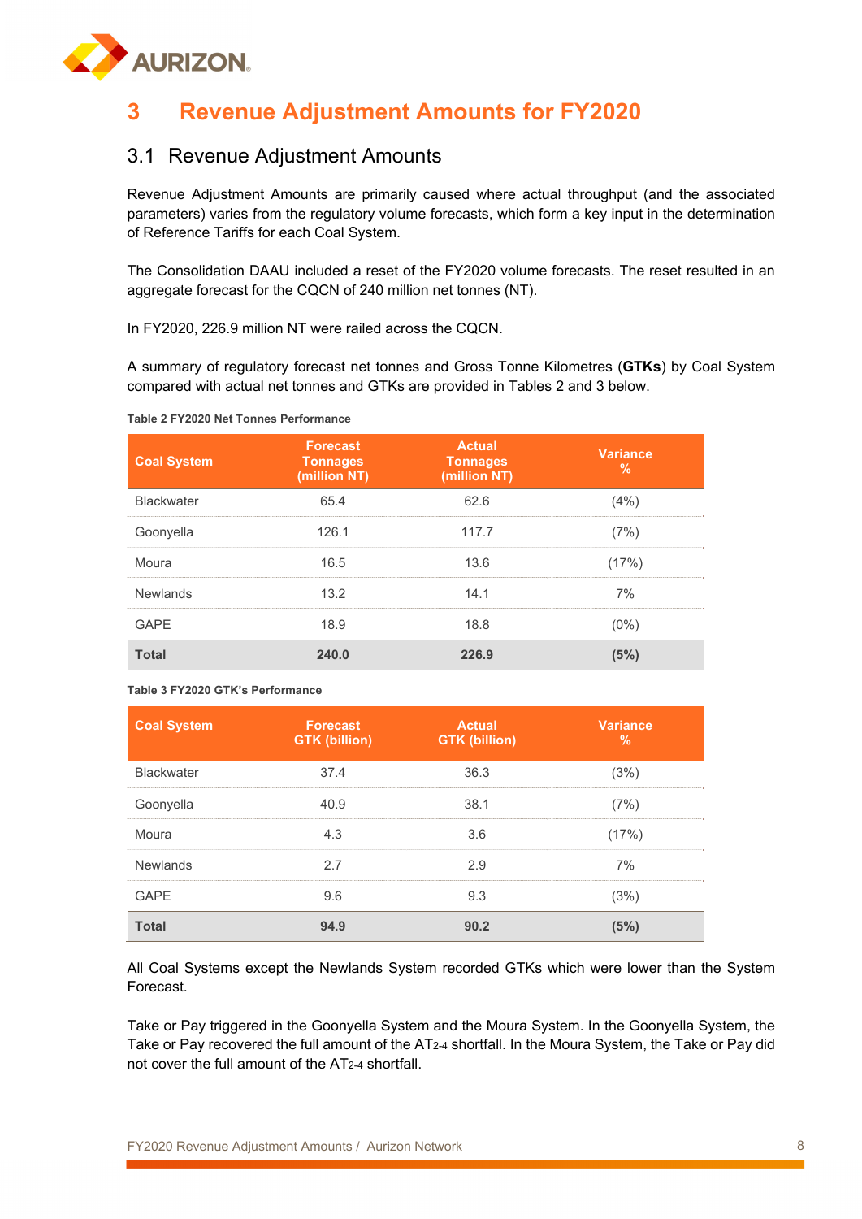# 3 Revenue Adjustment Amounts for FY2020

## 3.1 Revenue Adjustment Amounts

Revenue Adjustment Amounts are primarily caused where actual throughput (and the associated parameters) varies from the regulatory volume forecasts, which form a key input in the determination of Reference Tariffs for each Coal System.

The Consolidation DAAU included a reset of the FY2020 volume forecasts. The reset resulted in an aggregate forecast for the CQCN of 240 million net tonnes (NT).

In FY2020, 226.9 million NT were railed across the CQCN.

A summary of regulatory forecast net tonnes and Gross Tonne Kilometres (**GTKs**) by Coal System compared with actual net tonnes and GTKs are provided in Tables 2 and 3 below.

**Table 2 FY2020 Net Tonnes Performance**

| Coal System | Forecast Tonnages (million NT) | Actual Tonnages (million NT) | Variance % |
|---|---|---|---|
| Blackwater | 65.4 | 62.6 | (4%) |
| Goonyella | 126.1 | 117.7 | (7%) |
| Moura | 16.5 | 13.6 | (17%) |
| Newlands | 13.2 | 14.1 | 7% |
| GAPE | 18.9 | 18.8 | (0%) |
| **Total** | **240.0** | **226.9** | **(5%)** |

**Table 3 FY2020 GTK's Performance**

| Coal System | Forecast GTK (billion) | Actual GTK (billion) | Variance % |
|---|---|---|---|
| Blackwater | 37.4 | 36.3 | (3%) |
| Goonyella | 40.9 | 38.1 | (7%) |
| Moura | 4.3 | 3.6 | (17%) |
| Newlands | 2.7 | 2.9 | 7% |
| GAPE | 9.6 | 9.3 | (3%) |
| **Total** | **94.9** | **90.2** | **(5%)** |

All Coal Systems except the Newlands System recorded GTKs which were lower than the System Forecast.

Take or Pay triggered in the Goonyella System and the Moura System. In the Goonyella System, the Take or Pay recovered the full amount of the $AT_{2\text{-}4}$ shortfall. In the Moura System, the Take or Pay did not cover the full amount of the $AT_{2\text{-}4}$ shortfall.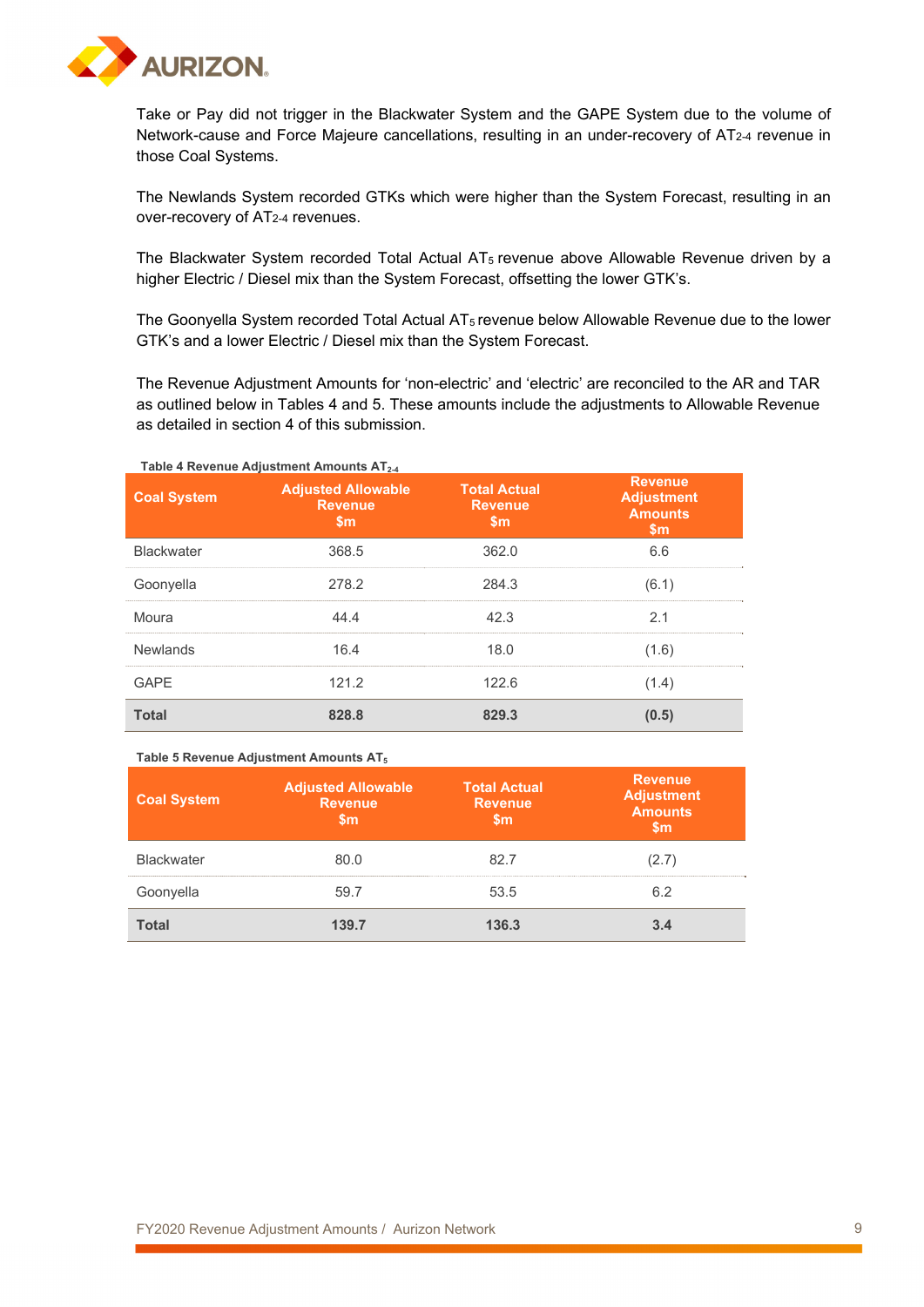Take or Pay did not trigger in the Blackwater System and the GAPE System due to the volume of Network-cause and Force Majeure cancellations, resulting in an under-recovery of $AT_{2\text{-}4}$ revenue in those Coal Systems.

The Newlands System recorded GTKs which were higher than the System Forecast, resulting in an over-recovery of $AT_{2\text{-}4}$ revenues.

The Blackwater System recorded Total Actual $AT_5$ revenue above Allowable Revenue driven by a higher Electric / Diesel mix than the System Forecast, offsetting the lower GTK's.

The Goonyella System recorded Total Actual $AT_5$ revenue below Allowable Revenue due to the lower GTK's and a lower Electric / Diesel mix than the System Forecast.

The Revenue Adjustment Amounts for 'non-electric' and 'electric' are reconciled to the AR and TAR as outlined below in Tables 4 and 5. These amounts include the adjustments to Allowable Revenue as detailed in section 4 of this submission.

**Table 4 Revenue Adjustment Amounts $AT_{2\text{-}4}$**

| Coal System | Adjusted Allowable Revenue $m | Total Actual Revenue $m | Revenue Adjustment Amounts $m |
|---|---|---|---|
| Blackwater | 368.5 | 362.0 | 6.6 |
| Goonyella | 278.2 | 284.3 | (6.1) |
| Moura | 44.4 | 42.3 | 2.1 |
| Newlands | 16.4 | 18.0 | (1.6) |
| GAPE | 121.2 | 122.6 | (1.4) |
| **Total** | **828.8** | **829.3** | **(0.5)** |

**Table 5 Revenue Adjustment Amounts $AT_5$**

| Coal System | Adjusted Allowable Revenue $m | Total Actual Revenue $m | Revenue Adjustment Amounts $m |
|---|---|---|---|
| Blackwater | 80.0 | 82.7 | (2.7) |
| Goonyella | 59.7 | 53.5 | 6.2 |
| **Total** | **139.7** | **136.3** | **3.4** |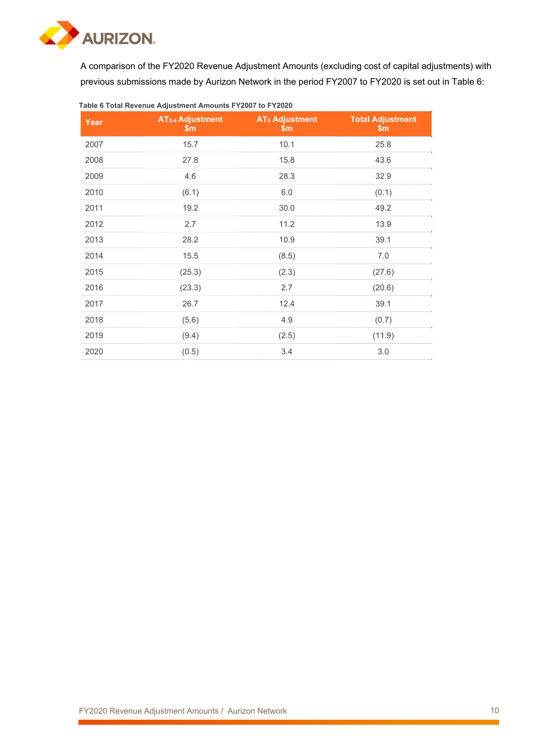A comparison of the FY2020 Revenue Adjustment Amounts (excluding cost of capital adjustments) with previous submissions made by Aurizon Network in the period FY2007 to FY2020 is set out in Table 6:

**Table 6 Total Revenue Adjustment Amounts FY2007 to FY2020**

| Year | $AT_{2\text{-}4}$ Adjustment $m | $AT_5$ Adjustment $m | Total Adjustment $m |
|---|---|---|---|
| 2007 | 15.7 | 10.1 | 25.8 |
| 2008 | 27.8 | 15.8 | 43.6 |
| 2009 | 4.6 | 28.3 | 32.9 |
| 2010 | (6.1) | 6.0 | (0.1) |
| 2011 | 19.2 | 30.0 | 49.2 |
| 2012 | 2.7 | 11.2 | 13.9 |
| 2013 | 28.2 | 10.9 | 39.1 |
| 2014 | 15.5 | (8.5) | 7.0 |
| 2015 | (25.3) | (2.3) | (27.6) |
| 2016 | (23.3) | 2.7 | (20.6) |
| 2017 | 26.7 | 12.4 | 39.1 |
| 2018 | (5.6) | 4.9 | (0.7) |
| 2019 | (9.4) | (2.5) | (11.9) |
| 2020 | (0.5) | 3.4 | 3.0 |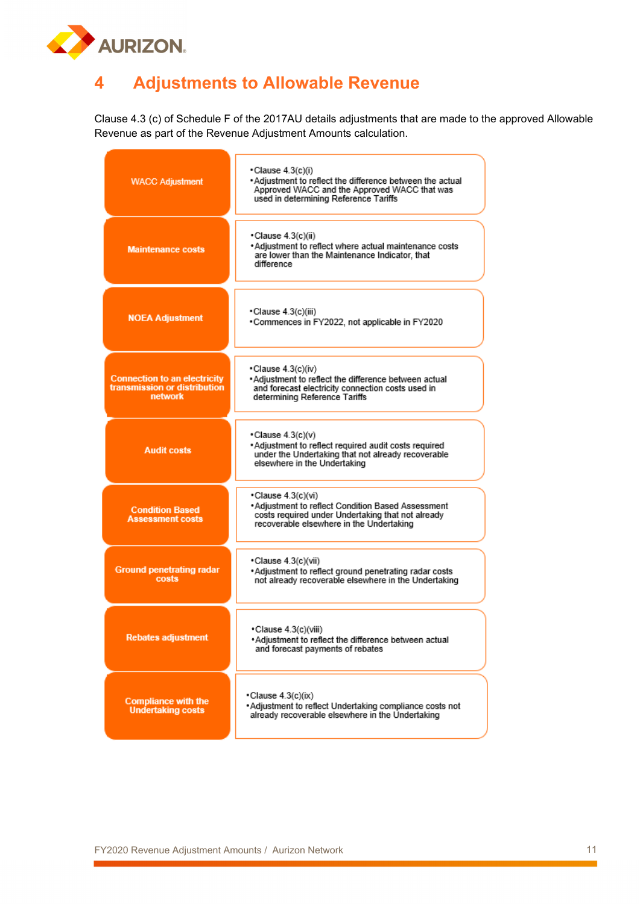# 4 Adjustments to Allowable Revenue

Clause 4.3 (c) of Schedule F of the 2017AU details adjustments that are made to the approved Allowable Revenue as part of the Revenue Adjustment Amounts calculation.

| Adjustment | Details |
| --- | --- |
| WACC Adjustment | • Clause 4.3(c)(i)<br>• Adjustment to reflect the difference between the actual Approved WACC and the Approved WACC that was used in determining Reference Tariffs |
| Maintenance costs | • Clause 4.3(c)(ii)<br>• Adjustment to reflect where actual maintenance costs are lower than the Maintenance Indicator, that difference |
| NOEA Adjustment | • Clause 4.3(c)(iii)<br>• Commences in FY2022, not applicable in FY2020 |
| Connection to an electricity transmission or distribution network | • Clause 4.3(c)(iv)<br>• Adjustment to reflect the difference between actual and forecast electricity connection costs used in determining Reference Tariffs |
| Audit costs | • Clause 4.3(c)(v)<br>• Adjustment to reflect required audit costs required under the Undertaking that not already recoverable elsewhere in the Undertaking |
| Condition Based Assessment costs | • Clause 4.3(c)(vi)<br>• Adjustment to reflect Condition Based Assessment costs required under Undertaking that not already recoverable elsewhere in the Undertaking |
| Ground penetrating radar costs | • Clause 4.3(c)(vii)<br>• Adjustment to reflect ground penetrating radar costs not already recoverable elsewhere in the Undertaking |
| Rebates adjustment | • Clause 4.3(c)(viii)<br>• Adjustment to reflect the difference between actual and forecast payments of rebates |
| Compliance with the Undertaking costs | • Clause 4.3(c)(ix)<br>• Adjustment to reflect Undertaking compliance costs not already recoverable elsewhere in the Undertaking |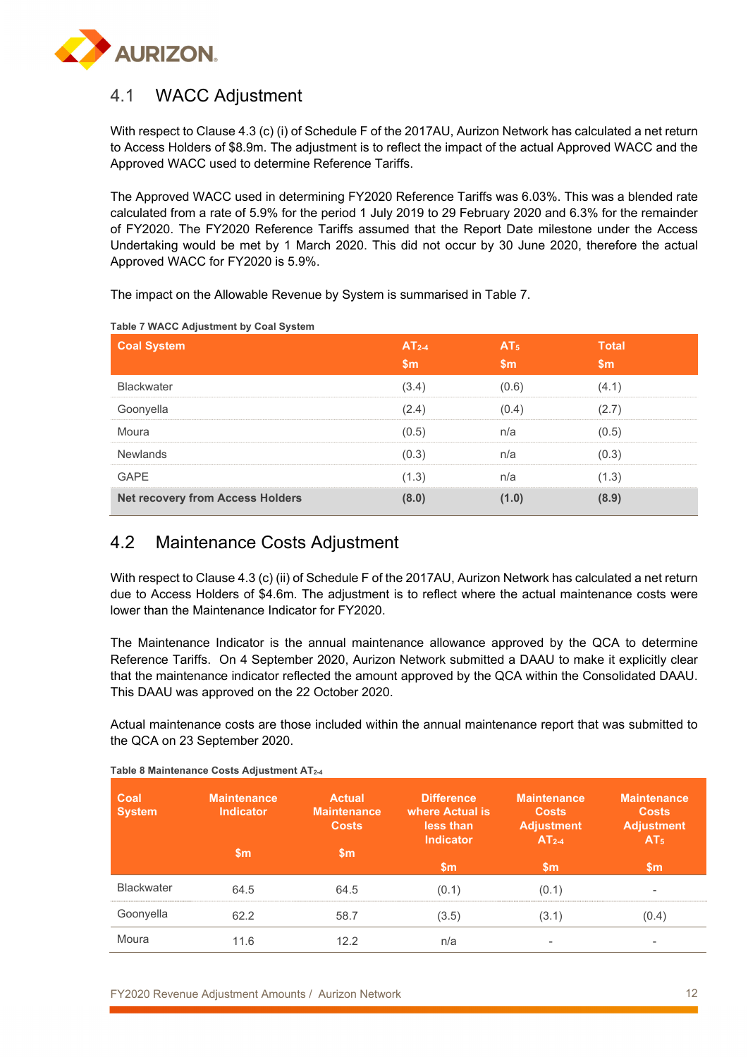## 4.1 WACC Adjustment

With respect to Clause 4.3 (c) (i) of Schedule F of the 2017AU, Aurizon Network has calculated a net return to Access Holders of $8.9m. The adjustment is to reflect the impact of the actual Approved WACC and the Approved WACC used to determine Reference Tariffs.

The Approved WACC used in determining FY2020 Reference Tariffs was 6.03%. This was a blended rate calculated from a rate of 5.9% for the period 1 July 2019 to 29 February 2020 and 6.3% for the remainder of FY2020. The FY2020 Reference Tariffs assumed that the Report Date milestone under the Access Undertaking would be met by 1 March 2020. This did not occur by 30 June 2020, therefore the actual Approved WACC for FY2020 is 5.9%.

The impact on the Allowable Revenue by System is summarised in Table 7.

**Table 7 WACC Adjustment by Coal System**

| Coal System | $AT_{2-4}$ $m | $AT_5$ $m | Total $m |
|---|---|---|---|
| Blackwater | (3.4) | (0.6) | (4.1) |
| Goonyella | (2.4) | (0.4) | (2.7) |
| Moura | (0.5) | n/a | (0.5) |
| Newlands | (0.3) | n/a | (0.3) |
| GAPE | (1.3) | n/a | (1.3) |
| **Net recovery from Access Holders** | **(8.0)** | **(1.0)** | **(8.9)** |

## 4.2 Maintenance Costs Adjustment

With respect to Clause 4.3 (c) (ii) of Schedule F of the 2017AU, Aurizon Network has calculated a net return due to Access Holders of $4.6m. The adjustment is to reflect where the actual maintenance costs were lower than the Maintenance Indicator for FY2020.

The Maintenance Indicator is the annual maintenance allowance approved by the QCA to determine Reference Tariffs. On 4 September 2020, Aurizon Network submitted a DAAU to make it explicitly clear that the maintenance indicator reflected the amount approved by the QCA within the Consolidated DAAU. This DAAU was approved on the 22 October 2020.

Actual maintenance costs are those included within the annual maintenance report that was submitted to the QCA on 23 September 2020.

**Table 8 Maintenance Costs Adjustment $AT_{2-4}$**

| Coal System | Maintenance Indicator $m | Actual Maintenance Costs $m | Difference where Actual is less than Indicator $m | Maintenance Costs Adjustment $AT_{2-4}$ $m | Maintenance Costs Adjustment $AT_5$ $m |
|---|---|---|---|---|---|
| Blackwater | 64.5 | 64.5 | (0.1) | (0.1) | - |
| Goonyella | 62.2 | 58.7 | (3.5) | (3.1) | (0.4) |
| Moura | 11.6 | 12.2 | n/a | - | - |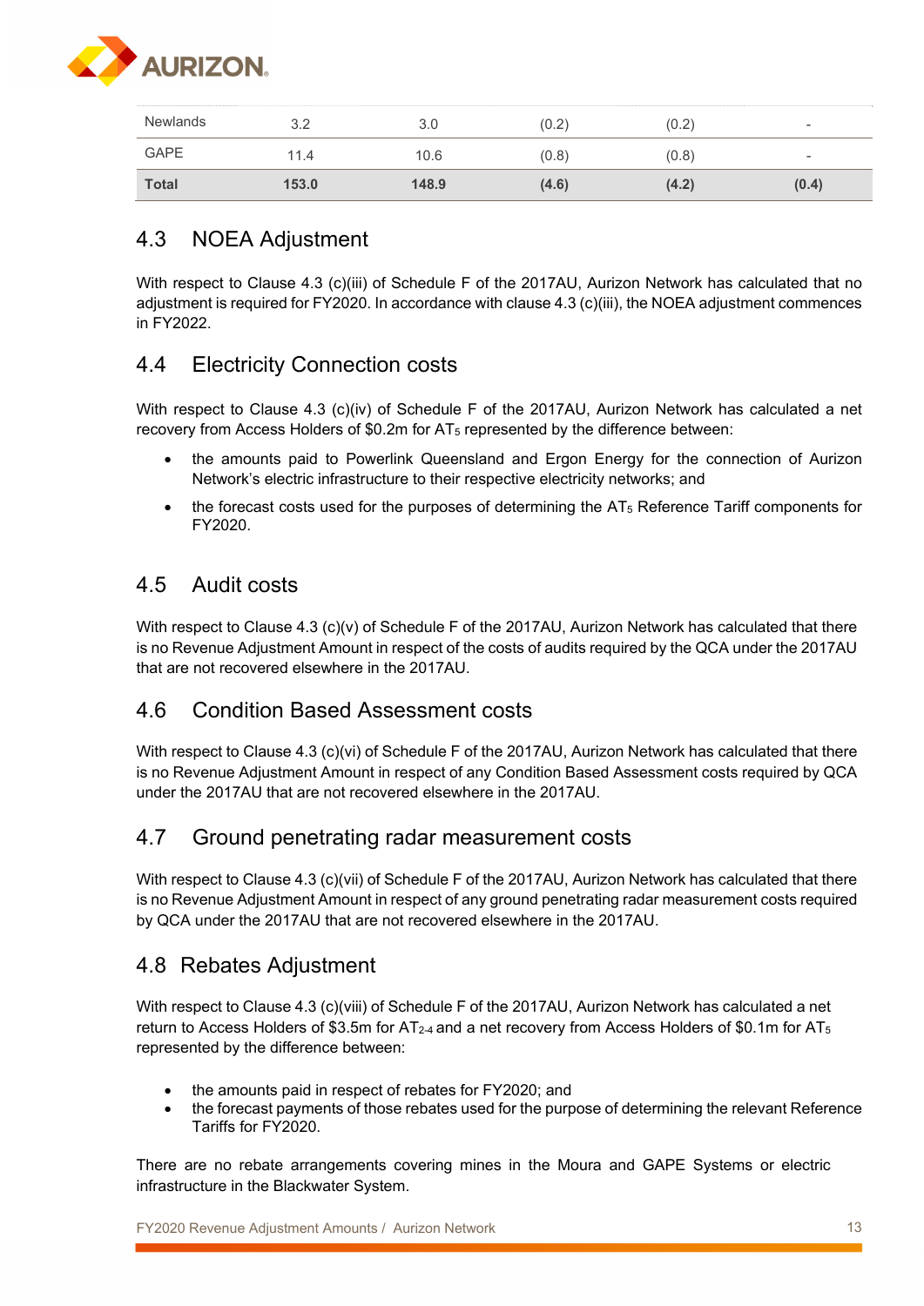| | | | | | |
|---|---|---|---|---|---|
| Newlands | 3.2 | 3.0 | (0.2) | (0.2) | - |
| GAPE | 11.4 | 10.6 | (0.8) | (0.8) | - |
| **Total** | **153.0** | **148.9** | **(4.6)** | **(4.2)** | **(0.4)** |

## 4.3 NOEA Adjustment

With respect to Clause 4.3 (c)(iii) of Schedule F of the 2017AU, Aurizon Network has calculated that no adjustment is required for FY2020. In accordance with clause 4.3 (c)(iii), the NOEA adjustment commences in FY2022.

## 4.4 Electricity Connection costs

With respect to Clause 4.3 (c)(iv) of Schedule F of the 2017AU, Aurizon Network has calculated a net recovery from Access Holders of $0.2m for $AT_5$ represented by the difference between:

- the amounts paid to Powerlink Queensland and Ergon Energy for the connection of Aurizon Network's electric infrastructure to their respective electricity networks; and
- the forecast costs used for the purposes of determining the $AT_5$ Reference Tariff components for FY2020.

## 4.5 Audit costs

With respect to Clause 4.3 (c)(v) of Schedule F of the 2017AU, Aurizon Network has calculated that there is no Revenue Adjustment Amount in respect of the costs of audits required by the QCA under the 2017AU that are not recovered elsewhere in the 2017AU.

## 4.6 Condition Based Assessment costs

With respect to Clause 4.3 (c)(vi) of Schedule F of the 2017AU, Aurizon Network has calculated that there is no Revenue Adjustment Amount in respect of any Condition Based Assessment costs required by QCA under the 2017AU that are not recovered elsewhere in the 2017AU.

## 4.7 Ground penetrating radar measurement costs

With respect to Clause 4.3 (c)(vii) of Schedule F of the 2017AU, Aurizon Network has calculated that there is no Revenue Adjustment Amount in respect of any ground penetrating radar measurement costs required by QCA under the 2017AU that are not recovered elsewhere in the 2017AU.

## 4.8 Rebates Adjustment

With respect to Clause 4.3 (c)(viii) of Schedule F of the 2017AU, Aurizon Network has calculated a net return to Access Holders of $3.5m for $AT_{2\text{-}4}$ and a net recovery from Access Holders of $0.1m for $AT_5$ represented by the difference between:

- the amounts paid in respect of rebates for FY2020; and
- the forecast payments of those rebates used for the purpose of determining the relevant Reference Tariffs for FY2020.

There are no rebate arrangements covering mines in the Moura and GAPE Systems or electric infrastructure in the Blackwater System.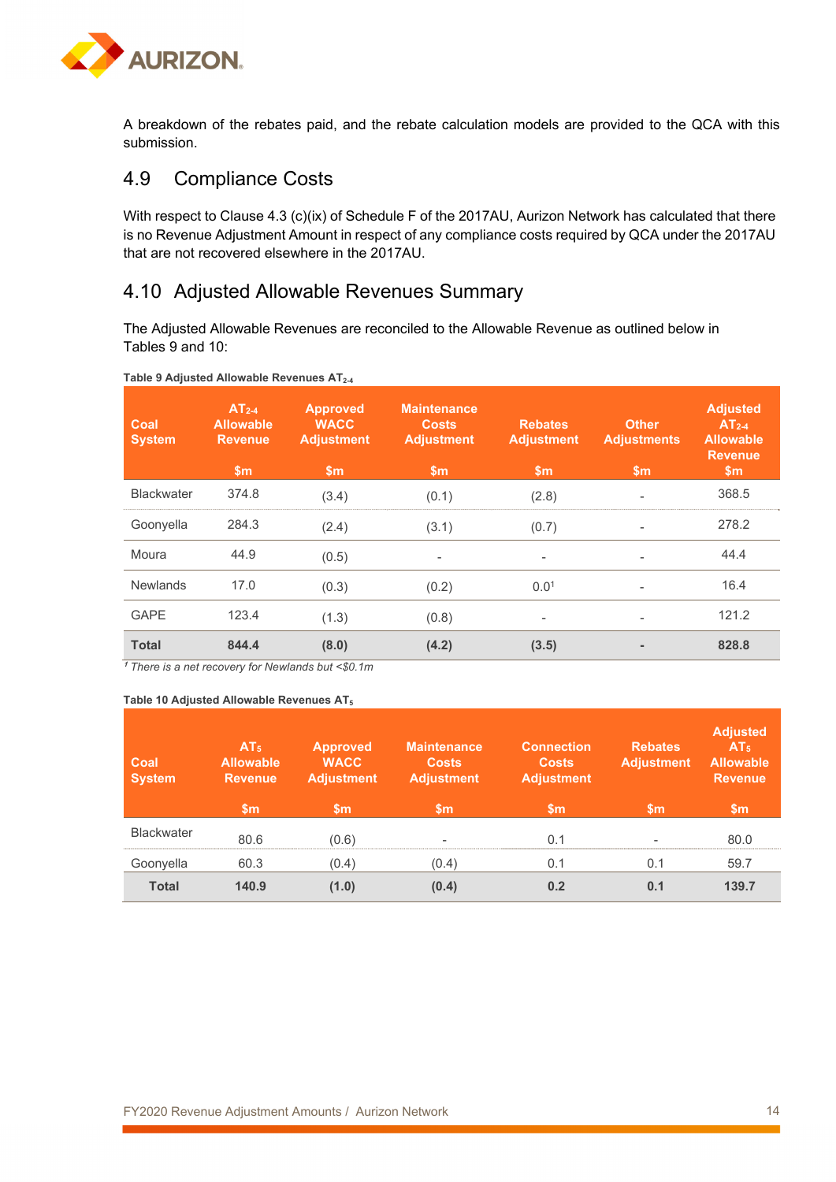A breakdown of the rebates paid, and the rebate calculation models are provided to the QCA with this submission.

## 4.9 Compliance Costs

With respect to Clause 4.3 (c)(ix) of Schedule F of the 2017AU, Aurizon Network has calculated that there is no Revenue Adjustment Amount in respect of any compliance costs required by QCA under the 2017AU that are not recovered elsewhere in the 2017AU.

## 4.10 Adjusted Allowable Revenues Summary

The Adjusted Allowable Revenues are reconciled to the Allowable Revenue as outlined below in Tables 9 and 10:

**Table 9 Adjusted Allowable Revenues $AT_{2\text{-}4}$**

| Coal System | $AT_{2\text{-}4}$ Allowable Revenue $m | Approved WACC Adjustment $m | Maintenance Costs Adjustment $m | Rebates Adjustment $m | Other Adjustments $m | Adjusted $AT_{2\text{-}4}$ Allowable Revenue $m |
|---|---|---|---|---|---|---|
| Blackwater | 374.8 | (3.4) | (0.1) | (2.8) | - | 368.5 |
| Goonyella | 284.3 | (2.4) | (3.1) | (0.7) | - | 278.2 |
| Moura | 44.9 | (0.5) | - | - | - | 44.4 |
| Newlands | 17.0 | (0.3) | (0.2) | 0.0[1] | - | 16.4 |
| GAPE | 123.4 | (1.3) | (0.8) | - | - | 121.2 |
| **Total** | **844.4** | **(8.0)** | **(4.2)** | **(3.5)** | **-** | **828.8** |

*[1] There is a net recovery for Newlands but <$0.1m*

**Table 10 Adjusted Allowable Revenues $AT_5$**

| Coal System | $AT_5$ Allowable Revenue $m | Approved WACC Adjustment $m | Maintenance Costs Adjustment $m | Connection Costs Adjustment $m | Rebates Adjustment $m | Adjusted $AT_5$ Allowable Revenue $m |
|---|---|---|---|---|---|---|
| Blackwater | 80.6 | (0.6) | - | 0.1 | - | 80.0 |
| Goonyella | 60.3 | (0.4) | (0.4) | 0.1 | 0.1 | 59.7 |
| **Total** | **140.9** | **(1.0)** | **(0.4)** | **0.2** | **0.1** | **139.7** |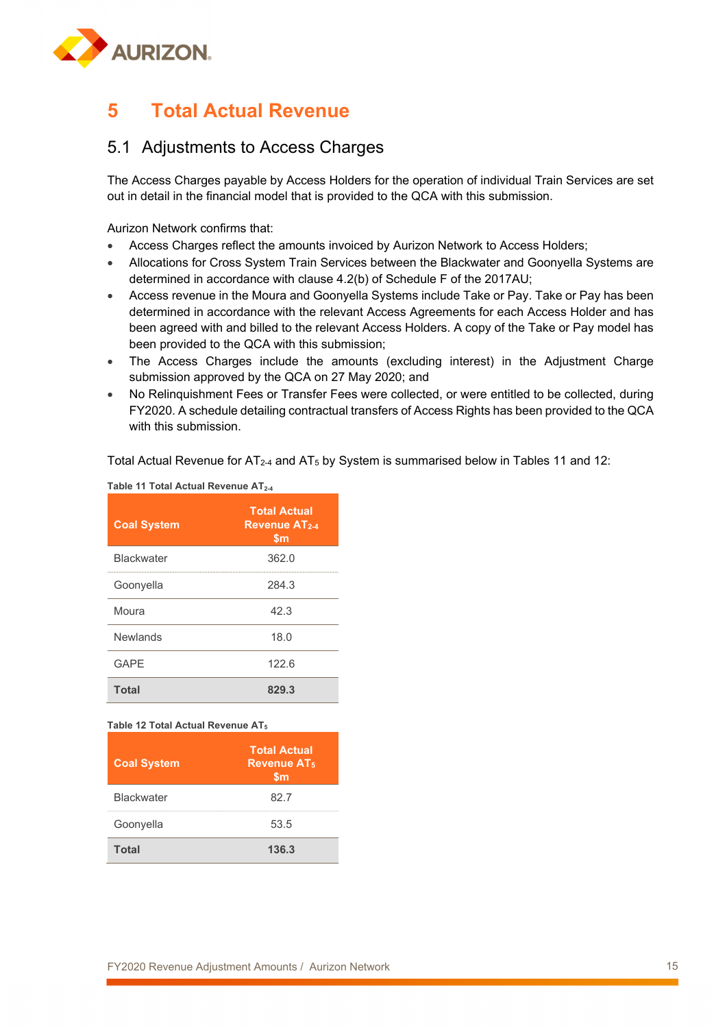# 5 Total Actual Revenue

## 5.1 Adjustments to Access Charges

The Access Charges payable by Access Holders for the operation of individual Train Services are set out in detail in the financial model that is provided to the QCA with this submission.

Aurizon Network confirms that:

- Access Charges reflect the amounts invoiced by Aurizon Network to Access Holders;
- Allocations for Cross System Train Services between the Blackwater and Goonyella Systems are determined in accordance with clause 4.2(b) of Schedule F of the 2017AU;
- Access revenue in the Moura and Goonyella Systems include Take or Pay. Take or Pay has been determined in accordance with the relevant Access Agreements for each Access Holder and has been agreed with and billed to the relevant Access Holders. A copy of the Take or Pay model has been provided to the QCA with this submission;
- The Access Charges include the amounts (excluding interest) in the Adjustment Charge submission approved by the QCA on 27 May 2020; and
- No Relinquishment Fees or Transfer Fees were collected, or were entitled to be collected, during FY2020. A schedule detailing contractual transfers of Access Rights has been provided to the QCA with this submission.

Total Actual Revenue for $AT_{2\text{-}4}$ and $AT_5$ by System is summarised below in Tables 11 and 12:

**Table 11 Total Actual Revenue $AT_{2\text{-}4}$**

| Coal System | Total Actual Revenue $AT_{2\text{-}4}$ $m |
|---|---|
| Blackwater | 362.0 |
| Goonyella | 284.3 |
| Moura | 42.3 |
| Newlands | 18.0 |
| GAPE | 122.6 |
| **Total** | **829.3** |

**Table 12 Total Actual Revenue $AT_5$**

| Coal System | Total Actual Revenue $AT_5$ $m |
|---|---|
| Blackwater | 82.7 |
| Goonyella | 53.5 |
| **Total** | **136.3** |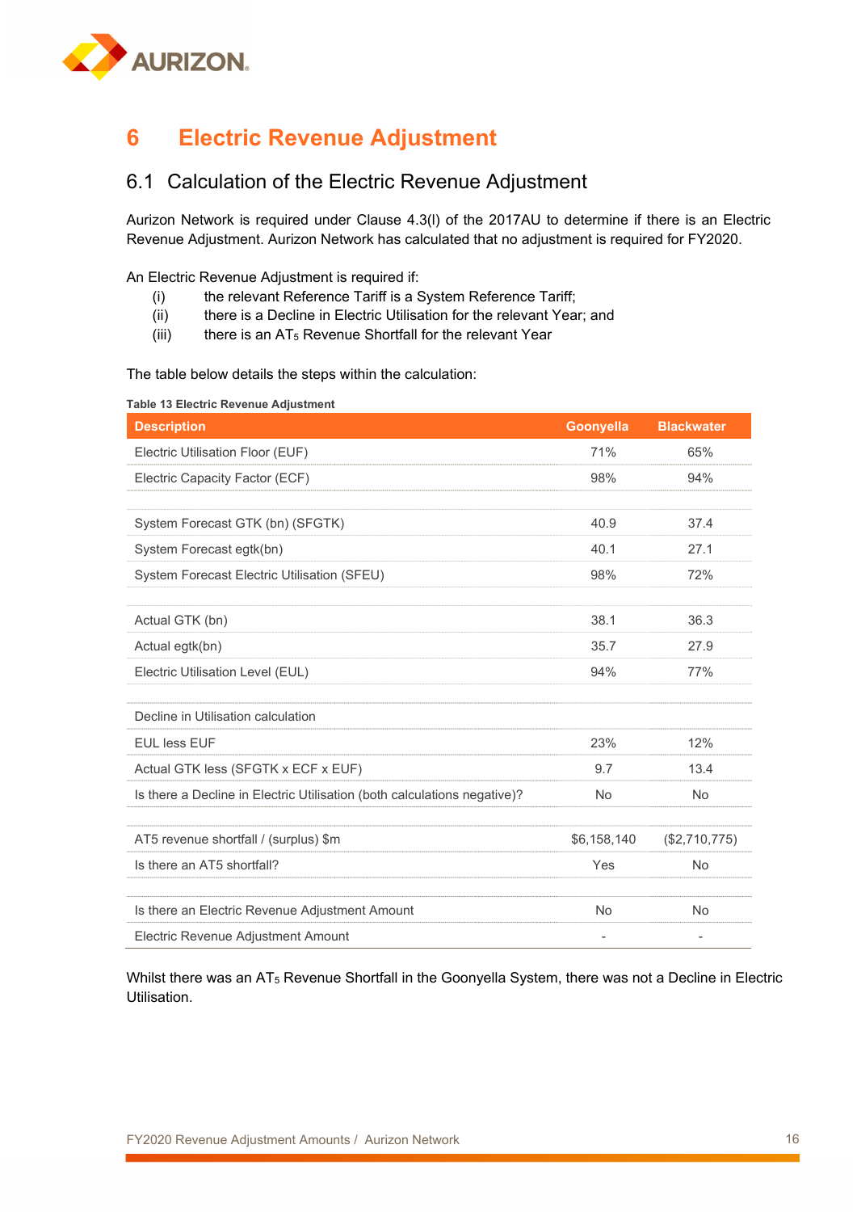# 6 Electric Revenue Adjustment

## 6.1 Calculation of the Electric Revenue Adjustment

Aurizon Network is required under Clause 4.3(l) of the 2017AU to determine if there is an Electric Revenue Adjustment. Aurizon Network has calculated that no adjustment is required for FY2020.

An Electric Revenue Adjustment is required if:

- (i) the relevant Reference Tariff is a System Reference Tariff;
- (ii) there is a Decline in Electric Utilisation for the relevant Year; and
- (iii) there is an $AT_5$ Revenue Shortfall for the relevant Year

The table below details the steps within the calculation:

**Table 13 Electric Revenue Adjustment**

| Description | Goonyella | Blackwater |
|---|---|---|
| Electric Utilisation Floor (EUF) | 71% | 65% |
| Electric Capacity Factor (ECF) | 98% | 94% |
| | | |
| System Forecast GTK (bn) (SFGTK) | 40.9 | 37.4 |
| System Forecast egtk(bn) | 40.1 | 27.1 |
| System Forecast Electric Utilisation (SFEU) | 98% | 72% |
| | | |
| Actual GTK (bn) | 38.1 | 36.3 |
| Actual egtk(bn) | 35.7 | 27.9 |
| Electric Utilisation Level (EUL) | 94% | 77% |
| | | |
| Decline in Utilisation calculation | | |
| EUL less EUF | 23% | 12% |
| Actual GTK less (SFGTK x ECF x EUF) | 9.7 | 13.4 |
| Is there a Decline in Electric Utilisation (both calculations negative)? | No | No |
| | | |
| AT5 revenue shortfall / (surplus) $m | $6,158,140 | ($2,710,775) |
| Is there an AT5 shortfall? | Yes | No |
| | | |
| Is there an Electric Revenue Adjustment Amount | No | No |
| Electric Revenue Adjustment Amount | - | - |

Whilst there was an $AT_5$ Revenue Shortfall in the Goonyella System, there was not a Decline in Electric Utilisation.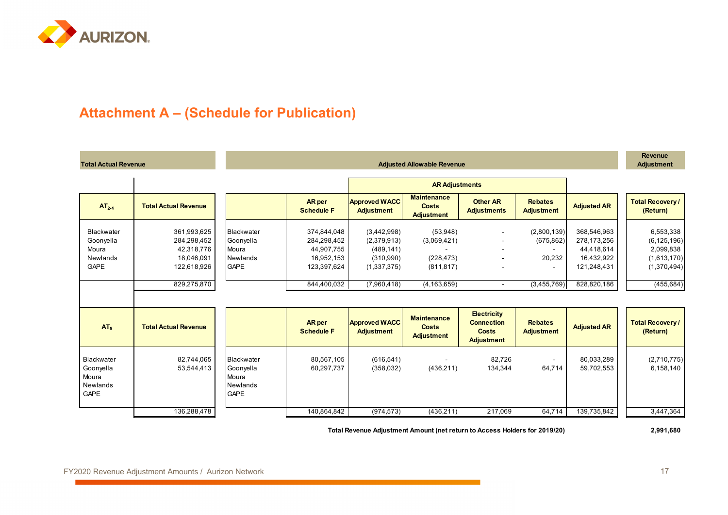## Attachment A – (Schedule for Publication)

| Total Actual Revenue | | Adjusted Allowable Revenue | | | | | | | Revenue Adjustment |
|---|---|---|---|---|---|---|---|---|---|
| | | | | AR Adjustments | | | | | |
| $AT_{2-4}$ | Total Actual Revenue | | AR per Schedule F | Approved WACC Adjustment | Maintenance Costs Adjustment | Other AR Adjustments | Rebates Adjustment | Adjusted AR | Total Recovery / (Return) |
| Blackwater | 361,993,625 | Blackwater | 374,844,048 | (3,442,998) | (53,948) | - | (2,800,139) | 368,546,963 | 6,553,338 |
| Goonyella | 284,298,452 | Goonyella | 284,298,452 | (2,379,913) | (3,069,421) | - | (675,862) | 278,173,256 | (6,125,196) |
| Moura | 42,318,776 | Moura | 44,907,755 | (489,141) | - | - | - | 44,418,614 | 2,099,838 |
| Newlands | 18,046,091 | Newlands | 16,952,153 | (310,990) | (228,473) | - | 20,232 | 16,432,922 | (1,613,170) |
| GAPE | 122,618,926 | GAPE | 123,397,624 | (1,337,375) | (811,817) | - | - | 121,248,431 | (1,370,494) |
| | 829,275,870 | | 844,400,032 | (7,960,418) | (4,163,659) | - | (3,455,769) | 828,820,186 | (455,684) |

| $AT_5$ | Total Actual Revenue | | AR per Schedule F | Approved WACC Adjustment | Maintenance Costs Adjustment | Electricity Connection Costs Adjustment | Rebates Adjustment | Adjusted AR | Total Recovery / (Return) |
|---|---|---|---|---|---|---|---|---|---|
| Blackwater | 82,744,065 | Blackwater | 80,567,105 | (616,541) | - | 82,726 | - | 80,033,289 | (2,710,775) |
| Goonyella | 53,544,413 | Goonyella | 60,297,737 | (358,032) | (436,211) | 134,344 | 64,714 | 59,702,553 | 6,158,140 |
| Moura | | Moura | | | | | | | |
| Newlands | | Newlands | | | | | | | |
| GAPE | | GAPE | | | | | | | |
| | 136,288,478 | | 140,864,842 | (974,573) | (436,211) | 217,069 | 64,714 | 139,735,842 | 3,447,364 |

**Total Revenue Adjustment Amount (net return to Access Holders for 2019/20)** **2,991,680**